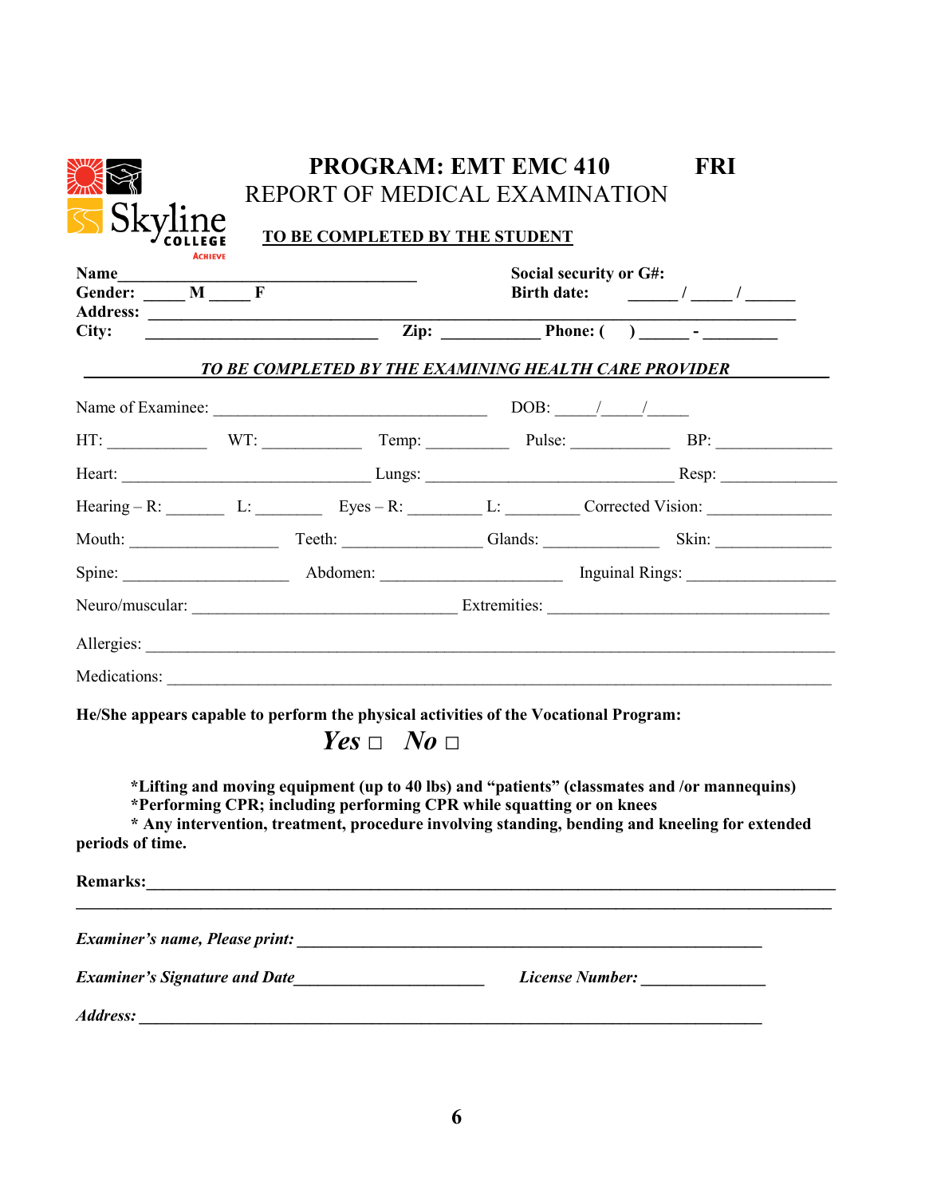# PROGRAM: EMT EMC 410 FRI

## REPORT OF MEDICAL EXAMINATION

**TO BE COMPLETED BY THE STUDENT**

**Name**___________________________________ **Social security or G#:**

**Gender:** _____ **M** _____ **F** **Birth date:** ______ / _____ / ______

**Address:** ____________________________________________________________________

**City:** ___________________________ **Zip:** ___________ **Phone: (   )** ______ - _________

***TO BE COMPLETED BY THE EXAMINING HEALTH CARE PROVIDER***

Name of Examinee: _______________________________ DOB: _____/_____/_____

HT: ___________ WT: ___________ Temp: __________ Pulse: ___________ BP: _____________

Heart: ____________________________ Lungs: ____________________________ Resp: _____________

Hearing – R: _______ L: ________ Eyes – R: ________ L: ________ Corrected Vision: ______________

Mouth: _________________ Teeth: ________________ Glands: _____________ Skin: _____________

Spine: ___________________ Abdomen: _____________________ Inguinal Rings: _________________

Neuro/muscular: _______________________________ Extremities: _________________________________

Allergies: __________________________________________________________________________________

Medications: _______________________________________________________________________________

**He/She appears capable to perform the physical activities of the Vocational Program:**

***Yes*** □ ***No*** □

**\*Lifting and moving equipment (up to 40 lbs) and "patients" (classmates and /or mannequins)**
**\*Performing CPR; including performing CPR while squatting or on knees**
**\* Any intervention, treatment, procedure involving standing, bending and kneeling for extended periods of time.**

**Remarks:**_________________________________________________________________________________

_____________________________________________________________________________________________

***Examiner's name, Please print:*** _______________________________________________________

***Examiner's Signature and Date***______________________ ***License Number:*** _______________

***Address:*** __________________________________________________________________________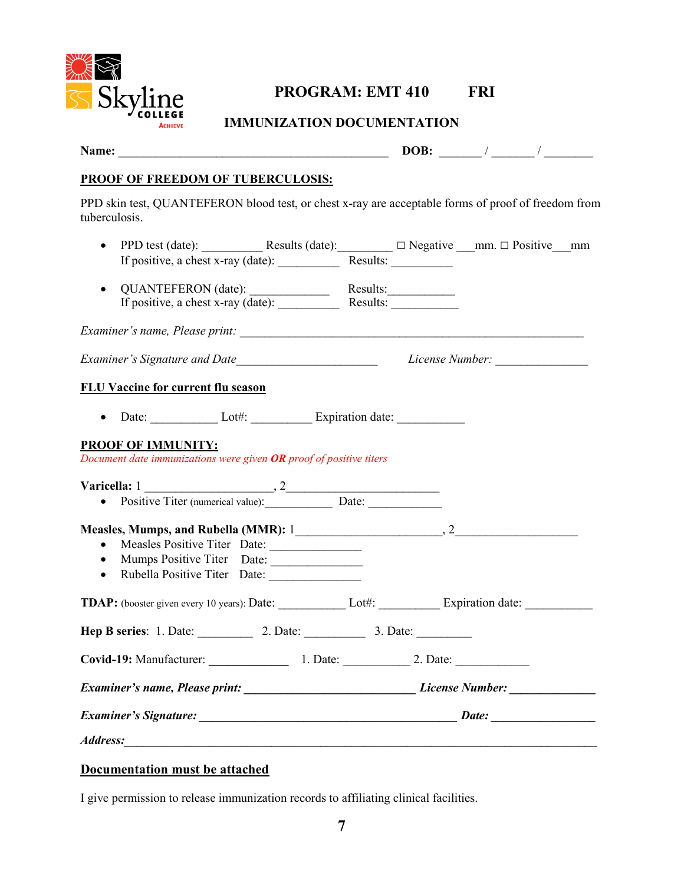**PROGRAM: EMT 410 FRI**

**IMMUNIZATION DOCUMENTATION**

**Name:** ____________________________________________ **DOB:** _______ / _______ / ________

**PROOF OF FREEDOM OF TUBERCULOSIS:**

PPD skin test, QUANTEFERON blood test, or chest x-ray are acceptable forms of proof of freedom from tuberculosis.

- PPD test (date): __________ Results (date):_________ ☐ Negative ___mm. ☐ Positive___mm
  If positive, a chest x-ray (date): __________ Results: __________

- QUANTEFERON (date): ____________ Results:___________
  If positive, a chest x-ray (date): __________ Results: ___________

*Examiner's name, Please print:* ________________________________________________________

*Examiner's Signature and Date*_______________________ *License Number:* _______________

**FLU Vaccine for current flu season**

- Date: ___________ Lot#: __________ Expiration date: ___________

**PROOF OF IMMUNITY:**

*Document date immunizations were given* ***OR*** *proof of positive titers*

**Varicella:** 1 _____________________, 2_________________________

- Positive Titer (numerical value):___________ Date: ____________

**Measles, Mumps, and Rubella (MMR):** 1_______________________, 2____________________

- Measles Positive Titer Date: ______________
- Mumps Positive Titer Date: ______________
- Rubella Positive Titer Date: ______________

**TDAP:** (booster given every 10 years): Date: ___________ Lot#: __________ Expiration date: ___________

**Hep B series**: 1. Date: _________ 2. Date: __________ 3. Date: _________

**Covid-19:** Manufacturer: _____________ 1. Date: ___________ 2. Date: ____________

***Examiner's name, Please print:*** ___________________________ ***License Number:*** ______________

***Examiner's Signature:*** __________________________________________ ***Date:*** _________________

***Address:***____________________________________________________________________________

**Documentation must be attached**

I give permission to release immunization records to affiliating clinical facilities.